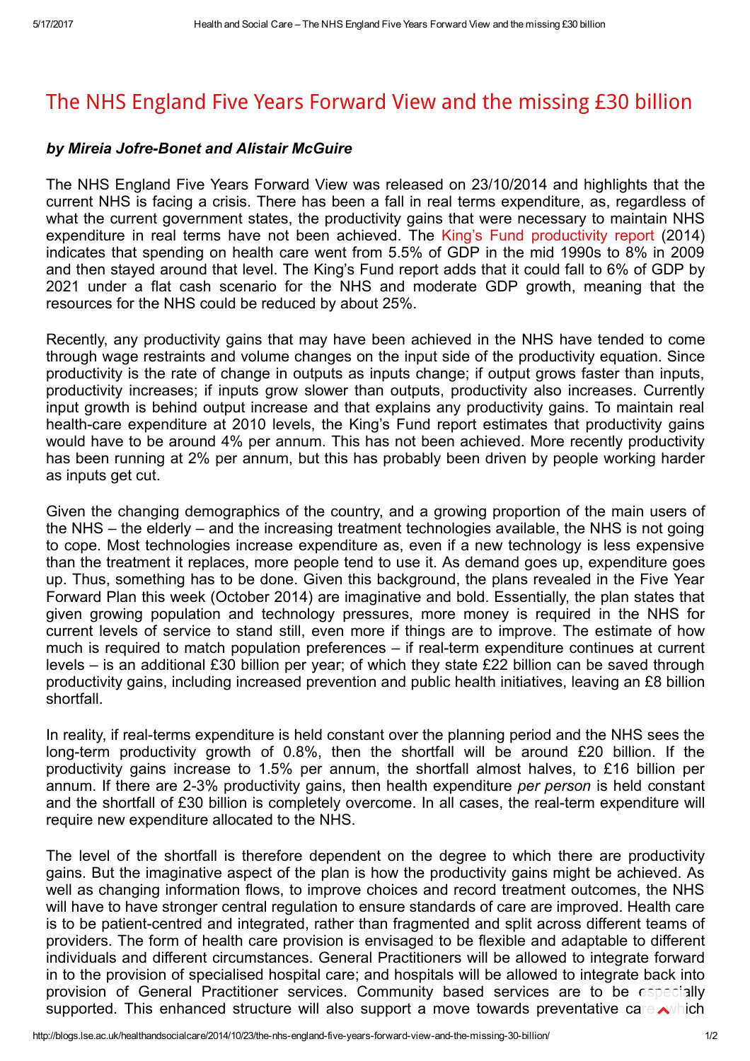# The NHS England Five Years Forward View and the missing £30 billion

***by Mireia Jofre-Bonet and Alistair McGuire***

The NHS England Five Years Forward View was released on 23/10/2014 and highlights that the current NHS is facing a crisis. There has been a fall in real terms expenditure, as, regardless of what the current government states, the productivity gains that were necessary to maintain NHS expenditure in real terms have not been achieved. The King's Fund productivity report (2014) indicates that spending on health care went from 5.5% of GDP in the mid 1990s to 8% in 2009 and then stayed around that level. The King's Fund report adds that it could fall to 6% of GDP by 2021 under a flat cash scenario for the NHS and moderate GDP growth, meaning that the resources for the NHS could be reduced by about 25%.

Recently, any productivity gains that may have been achieved in the NHS have tended to come through wage restraints and volume changes on the input side of the productivity equation. Since productivity is the rate of change in outputs as inputs change; if output grows faster than inputs, productivity increases; if inputs grow slower than outputs, productivity also increases. Currently input growth is behind output increase and that explains any productivity gains. To maintain real health-care expenditure at 2010 levels, the King's Fund report estimates that productivity gains would have to be around 4% per annum. This has not been achieved. More recently productivity has been running at 2% per annum, but this has probably been driven by people working harder as inputs get cut.

Given the changing demographics of the country, and a growing proportion of the main users of the NHS – the elderly – and the increasing treatment technologies available, the NHS is not going to cope. Most technologies increase expenditure as, even if a new technology is less expensive than the treatment it replaces, more people tend to use it. As demand goes up, expenditure goes up. Thus, something has to be done. Given this background, the plans revealed in the Five Year Forward Plan this week (October 2014) are imaginative and bold. Essentially, the plan states that given growing population and technology pressures, more money is required in the NHS for current levels of service to stand still, even more if things are to improve. The estimate of how much is required to match population preferences – if real-term expenditure continues at current levels – is an additional £30 billion per year; of which they state £22 billion can be saved through productivity gains, including increased prevention and public health initiatives, leaving an £8 billion shortfall.

In reality, if real-terms expenditure is held constant over the planning period and the NHS sees the long-term productivity growth of 0.8%, then the shortfall will be around £20 billion. If the productivity gains increase to 1.5% per annum, the shortfall almost halves, to £16 billion per annum. If there are 2-3% productivity gains, then health expenditure *per person* is held constant and the shortfall of £30 billion is completely overcome. In all cases, the real-term expenditure will require new expenditure allocated to the NHS.

The level of the shortfall is therefore dependent on the degree to which there are productivity gains. But the imaginative aspect of the plan is how the productivity gains might be achieved. As well as changing information flows, to improve choices and record treatment outcomes, the NHS will have to have stronger central regulation to ensure standards of care are improved. Health care is to be patient-centred and integrated, rather than fragmented and split across different teams of providers. The form of health care provision is envisaged to be flexible and adaptable to different individuals and different circumstances. General Practitioners will be allowed to integrate forward in to the provision of specialised hospital care; and hospitals will be allowed to integrate back into provision of General Practitioner services. Community based services are to be especially supported. This enhanced structure will also support a move towards preventative care which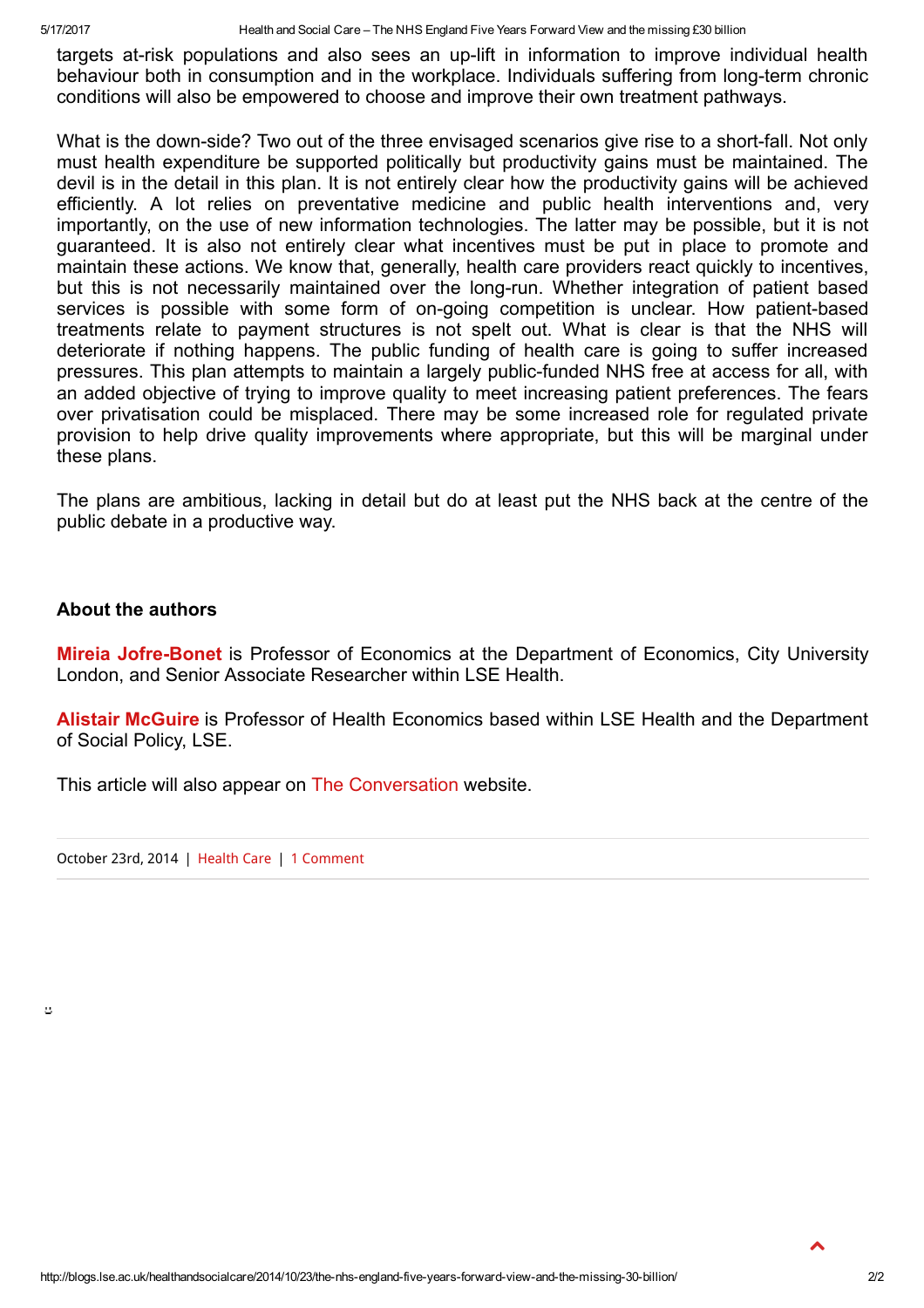targets at-risk populations and also sees an up-lift in information to improve individual health behaviour both in consumption and in the workplace. Individuals suffering from long-term chronic conditions will also be empowered to choose and improve their own treatment pathways.

What is the down-side? Two out of the three envisaged scenarios give rise to a short-fall. Not only must health expenditure be supported politically but productivity gains must be maintained. The devil is in the detail in this plan. It is not entirely clear how the productivity gains will be achieved efficiently. A lot relies on preventative medicine and public health interventions and, very importantly, on the use of new information technologies. The latter may be possible, but it is not guaranteed. It is also not entirely clear what incentives must be put in place to promote and maintain these actions. We know that, generally, health care providers react quickly to incentives, but this is not necessarily maintained over the long-run. Whether integration of patient based services is possible with some form of on-going competition is unclear. How patient-based treatments relate to payment structures is not spelt out. What is clear is that the NHS will deteriorate if nothing happens. The public funding of health care is going to suffer increased pressures. This plan attempts to maintain a largely public-funded NHS free at access for all, with an added objective of trying to improve quality to meet increasing patient preferences. The fears over privatisation could be misplaced. There may be some increased role for regulated private provision to help drive quality improvements where appropriate, but this will be marginal under these plans.

The plans are ambitious, lacking in detail but do at least put the NHS back at the centre of the public debate in a productive way.

### About the authors

**Mireia Jofre-Bonet** is Professor of Economics at the Department of Economics, City University London, and Senior Associate Researcher within LSE Health.

**Alistair McGuire** is Professor of Health Economics based within LSE Health and the Department of Social Policy, LSE.

This article will also appear on The Conversation website.

October 23rd, 2014 | Health Care | 1 Comment